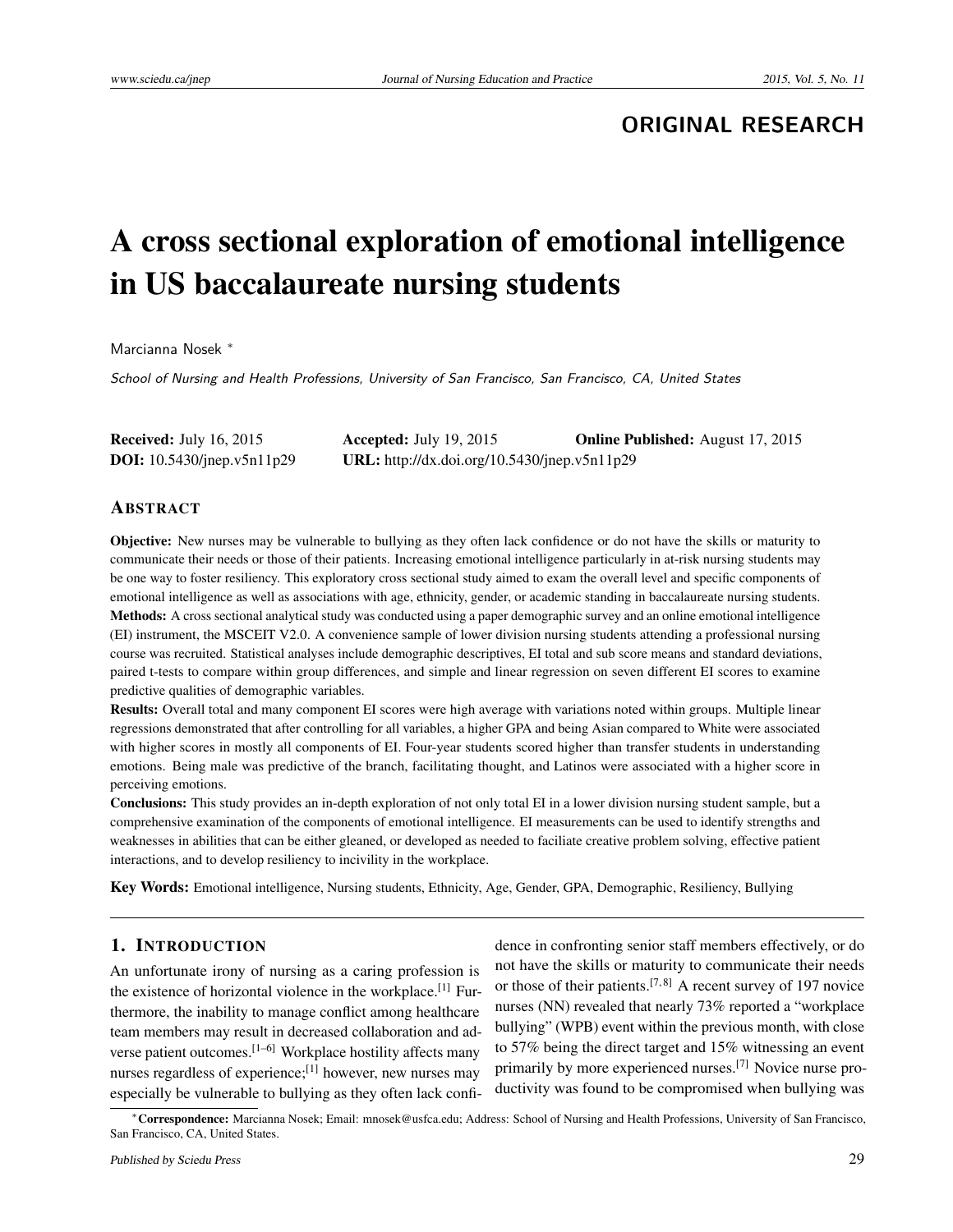ORIGINAL RESEARCH

# A cross sectional exploration of emotional intelligence in US baccalaureate nursing students

Marcianna Nosek *

*School of Nursing and Health Professions, University of San Francisco, San Francisco, CA, United States*

**Received:** July 16, 2015 **Accepted:** July 19, 2015 **Online Published:** August 17, 2015
**DOI:** 10.5430/jnep.v5n11p29 **URL:** http://dx.doi.org/10.5430/jnep.v5n11p29

## ABSTRACT

**Objective:** New nurses may be vulnerable to bullying as they often lack confidence or do not have the skills or maturity to communicate their needs or those of their patients. Increasing emotional intelligence particularly in at-risk nursing students may be one way to foster resiliency. This exploratory cross sectional study aimed to exam the overall level and specific components of emotional intelligence as well as associations with age, ethnicity, gender, or academic standing in baccalaureate nursing students.

**Methods:** A cross sectional analytical study was conducted using a paper demographic survey and an online emotional intelligence (EI) instrument, the MSCEIT V2.0. A convenience sample of lower division nursing students attending a professional nursing course was recruited. Statistical analyses include demographic descriptives, EI total and sub score means and standard deviations, paired t-tests to compare within group differences, and simple and linear regression on seven different EI scores to examine predictive qualities of demographic variables.

**Results:** Overall total and many component EI scores were high average with variations noted within groups. Multiple linear regressions demonstrated that after controlling for all variables, a higher GPA and being Asian compared to White were associated with higher scores in mostly all components of EI. Four-year students scored higher than transfer students in understanding emotions. Being male was predictive of the branch, facilitating thought, and Latinos were associated with a higher score in perceiving emotions.

**Conclusions:** This study provides an in-depth exploration of not only total EI in a lower division nursing student sample, but a comprehensive examination of the components of emotional intelligence. EI measurements can be used to identify strengths and weaknesses in abilities that can be either gleaned, or developed as needed to faciliate creative problem solving, effective patient interactions, and to develop resiliency to incivility in the workplace.

**Key Words:** Emotional intelligence, Nursing students, Ethnicity, Age, Gender, GPA, Demographic, Resiliency, Bullying

## 1. INTRODUCTION

An unfortunate irony of nursing as a caring profession is the existence of horizontal violence in the workplace.[1] Furthermore, the inability to manage conflict among healthcare team members may result in decreased collaboration and adverse patient outcomes.[1–6] Workplace hostility affects many nurses regardless of experience;[1] however, new nurses may especially be vulnerable to bullying as they often lack confidence in confronting senior staff members effectively, or do not have the skills or maturity to communicate their needs or those of their patients.[7, 8] A recent survey of 197 novice nurses (NN) revealed that nearly 73% reported a "workplace bullying" (WPB) event within the previous month, with close to 57% being the direct target and 15% witnessing an event primarily by more experienced nurses.[7] Novice nurse productivity was found to be compromised when bullying was

*Correspondence: Marcianna Nosek; Email: mnosek@usfca.edu; Address: School of Nursing and Health Professions, University of San Francisco, San Francisco, CA, United States.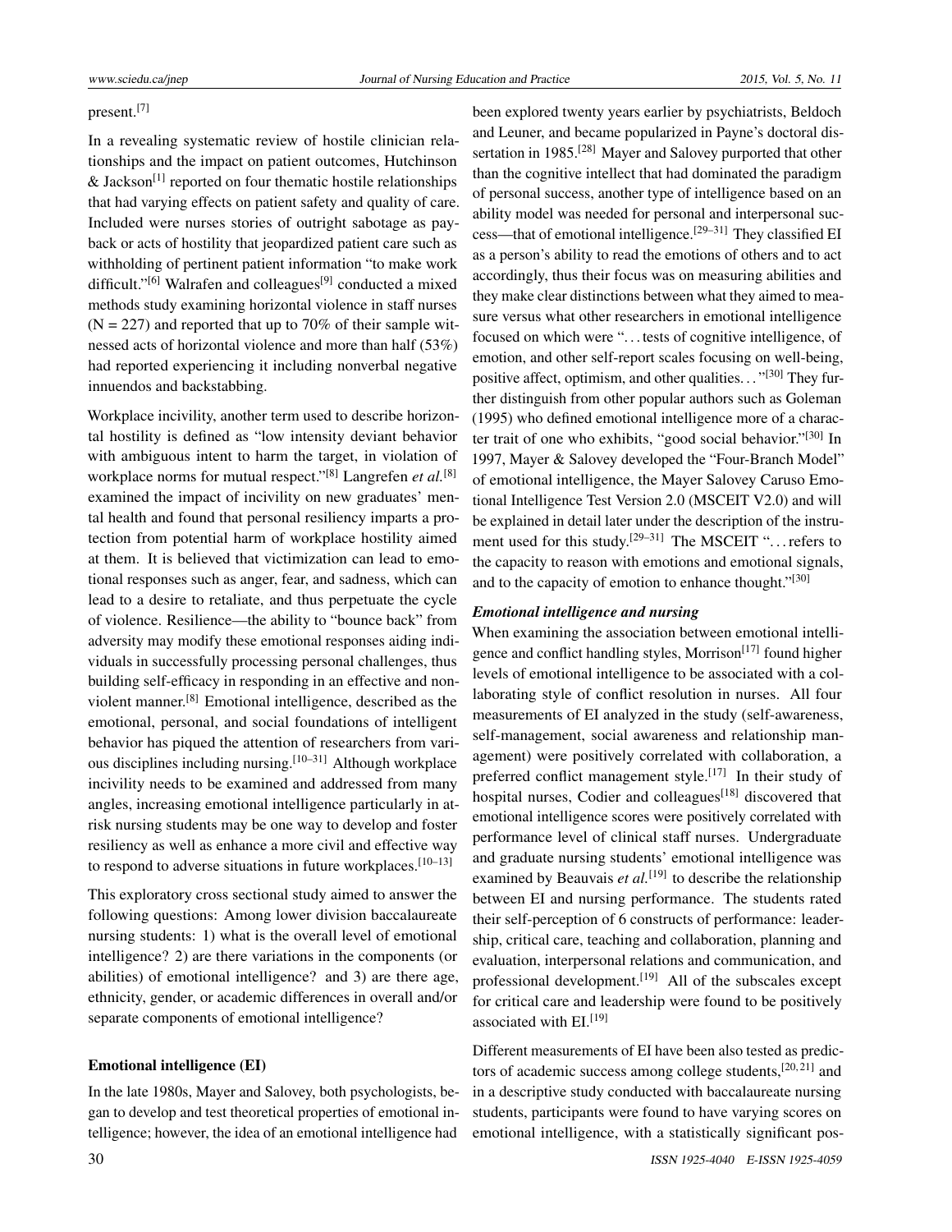present.[7]

In a revealing systematic review of hostile clinician relationships and the impact on patient outcomes, Hutchinson & Jackson[1] reported on four thematic hostile relationships that had varying effects on patient safety and quality of care. Included were nurses stories of outright sabotage as payback or acts of hostility that jeopardized patient care such as withholding of pertinent patient information "to make work difficult."[6] Walrafen and colleagues[9] conducted a mixed methods study examining horizontal violence in staff nurses (N = 227) and reported that up to 70% of their sample witnessed acts of horizontal violence and more than half (53%) had reported experiencing it including nonverbal negative innuendos and backstabbing.

Workplace incivility, another term used to describe horizontal hostility is defined as "low intensity deviant behavior with ambiguous intent to harm the target, in violation of workplace norms for mutual respect."[8] Langrefen *et al.*[8] examined the impact of incivility on new graduates' mental health and found that personal resiliency imparts a protection from potential harm of workplace hostility aimed at them. It is believed that victimization can lead to emotional responses such as anger, fear, and sadness, which can lead to a desire to retaliate, and thus perpetuate the cycle of violence. Resilience—the ability to "bounce back" from adversity may modify these emotional responses aiding individuals in successfully processing personal challenges, thus building self-efficacy in responding in an effective and nonviolent manner.[8] Emotional intelligence, described as the emotional, personal, and social foundations of intelligent behavior has piqued the attention of researchers from various disciplines including nursing.[10–31] Although workplace incivility needs to be examined and addressed from many angles, increasing emotional intelligence particularly in at-risk nursing students may be one way to develop and foster resiliency as well as enhance a more civil and effective way to respond to adverse situations in future workplaces.[10–13]

This exploratory cross sectional study aimed to answer the following questions: Among lower division baccalaureate nursing students: 1) what is the overall level of emotional intelligence? 2) are there variations in the components (or abilities) of emotional intelligence? and 3) are there age, ethnicity, gender, or academic differences in overall and/or separate components of emotional intelligence?

### Emotional intelligence (EI)

In the late 1980s, Mayer and Salovey, both psychologists, began to develop and test theoretical properties of emotional intelligence; however, the idea of an emotional intelligence had been explored twenty years earlier by psychiatrists, Beldoch and Leuner, and became popularized in Payne's doctoral dissertation in 1985.[28] Mayer and Salovey purported that other than the cognitive intellect that had dominated the paradigm of personal success, another type of intelligence based on an ability model was needed for personal and interpersonal success—that of emotional intelligence.[29–31] They classified EI as a person's ability to read the emotions of others and to act accordingly, thus their focus was on measuring abilities and they make clear distinctions between what they aimed to measure versus what other researchers in emotional intelligence focused on which were "…tests of cognitive intelligence, of emotion, and other self-report scales focusing on well-being, positive affect, optimism, and other qualities…"[30] They further distinguish from other popular authors such as Goleman (1995) who defined emotional intelligence more of a character trait of one who exhibits, "good social behavior."[30] In 1997, Mayer & Salovey developed the "Four-Branch Model" of emotional intelligence, the Mayer Salovey Caruso Emotional Intelligence Test Version 2.0 (MSCEIT V2.0) and will be explained in detail later under the description of the instrument used for this study.[29–31] The MSCEIT "…refers to the capacity to reason with emotions and emotional signals, and to the capacity of emotion to enhance thought."[30]

#### *Emotional intelligence and nursing*

When examining the association between emotional intelligence and conflict handling styles, Morrison[17] found higher levels of emotional intelligence to be associated with a collaborating style of conflict resolution in nurses. All four measurements of EI analyzed in the study (self-awareness, self-management, social awareness and relationship management) were positively correlated with collaboration, a preferred conflict management style.[17] In their study of hospital nurses, Codier and colleagues[18] discovered that emotional intelligence scores were positively correlated with performance level of clinical staff nurses. Undergraduate and graduate nursing students' emotional intelligence was examined by Beauvais *et al.*[19] to describe the relationship between EI and nursing performance. The students rated their self-perception of 6 constructs of performance: leadership, critical care, teaching and collaboration, planning and evaluation, interpersonal relations and communication, and professional development.[19] All of the subscales except for critical care and leadership were found to be positively associated with EI.[19]

Different measurements of EI have been also tested as predictors of academic success among college students,[20, 21] and in a descriptive study conducted with baccalaureate nursing students, participants were found to have varying scores on emotional intelligence, with a statistically significant pos-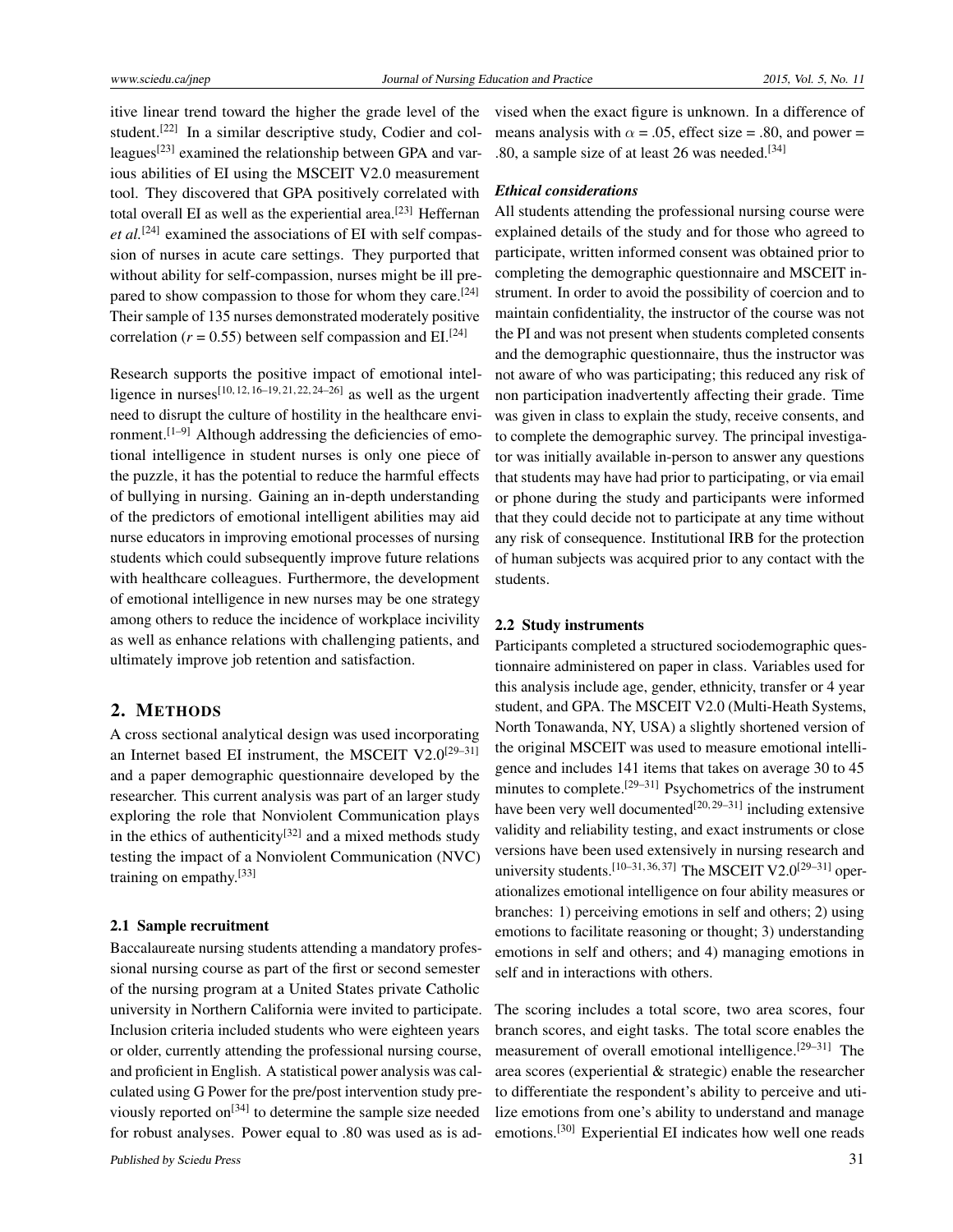itive linear trend toward the higher the grade level of the student.[22] In a similar descriptive study, Codier and colleagues[23] examined the relationship between GPA and various abilities of EI using the MSCEIT V2.0 measurement tool. They discovered that GPA positively correlated with total overall EI as well as the experiential area.[23] Heffernan *et al.*[24] examined the associations of EI with self compassion of nurses in acute care settings. They purported that without ability for self-compassion, nurses might be ill prepared to show compassion to those for whom they care.[24] Their sample of 135 nurses demonstrated moderately positive correlation ($r = 0.55$) between self compassion and EI.[24]

Research supports the positive impact of emotional intelligence in nurses[10, 12, 16–19, 21, 22, 24–26] as well as the urgent need to disrupt the culture of hostility in the healthcare environment.[1–9] Although addressing the deficiencies of emotional intelligence in student nurses is only one piece of the puzzle, it has the potential to reduce the harmful effects of bullying in nursing. Gaining an in-depth understanding of the predictors of emotional intelligent abilities may aid nurse educators in improving emotional processes of nursing students which could subsequently improve future relations with healthcare colleagues. Furthermore, the development of emotional intelligence in new nurses may be one strategy among others to reduce the incidence of workplace incivility as well as enhance relations with challenging patients, and ultimately improve job retention and satisfaction.

## 2. METHODS

A cross sectional analytical design was used incorporating an Internet based EI instrument, the MSCEIT V2.0[29–31] and a paper demographic questionnaire developed by the researcher. This current analysis was part of an larger study exploring the role that Nonviolent Communication plays in the ethics of authenticity[32] and a mixed methods study testing the impact of a Nonviolent Communication (NVC) training on empathy.[33]

### 2.1 Sample recruitment

Baccalaureate nursing students attending a mandatory professional nursing course as part of the first or second semester of the nursing program at a United States private Catholic university in Northern California were invited to participate. Inclusion criteria included students who were eighteen years or older, currently attending the professional nursing course, and proficient in English. A statistical power analysis was calculated using G Power for the pre/post intervention study previously reported on[34] to determine the sample size needed for robust analyses. Power equal to .80 was used as is advised when the exact figure is unknown. In a difference of means analysis with $\alpha$ = .05, effect size = .80, and power = .80, a sample size of at least 26 was needed.[34]

#### *Ethical considerations*

All students attending the professional nursing course were explained details of the study and for those who agreed to participate, written informed consent was obtained prior to completing the demographic questionnaire and MSCEIT instrument. In order to avoid the possibility of coercion and to maintain confidentiality, the instructor of the course was not the PI and was not present when students completed consents and the demographic questionnaire, thus the instructor was not aware of who was participating; this reduced any risk of non participation inadvertently affecting their grade. Time was given in class to explain the study, receive consents, and to complete the demographic survey. The principal investigator was initially available in-person to answer any questions that students may have had prior to participating, or via email or phone during the study and participants were informed that they could decide not to participate at any time without any risk of consequence. Institutional IRB for the protection of human subjects was acquired prior to any contact with the students.

### 2.2 Study instruments

Participants completed a structured sociodemographic questionnaire administered on paper in class. Variables used for this analysis include age, gender, ethnicity, transfer or 4 year student, and GPA. The MSCEIT V2.0 (Multi-Heath Systems, North Tonawanda, NY, USA) a slightly shortened version of the original MSCEIT was used to measure emotional intelligence and includes 141 items that takes on average 30 to 45 minutes to complete.[29–31] Psychometrics of the instrument have been very well documented[20, 29–31] including extensive validity and reliability testing, and exact instruments or close versions have been used extensively in nursing research and university students.[10–31, 36, 37] The MSCEIT V2.0[29–31] operationalizes emotional intelligence on four ability measures or branches: 1) perceiving emotions in self and others; 2) using emotions to facilitate reasoning or thought; 3) understanding emotions in self and others; and 4) managing emotions in self and in interactions with others.

The scoring includes a total score, two area scores, four branch scores, and eight tasks. The total score enables the measurement of overall emotional intelligence.[29–31] The area scores (experiential & strategic) enable the researcher to differentiate the respondent's ability to perceive and utilize emotions from one's ability to understand and manage emotions.[30] Experiential EI indicates how well one reads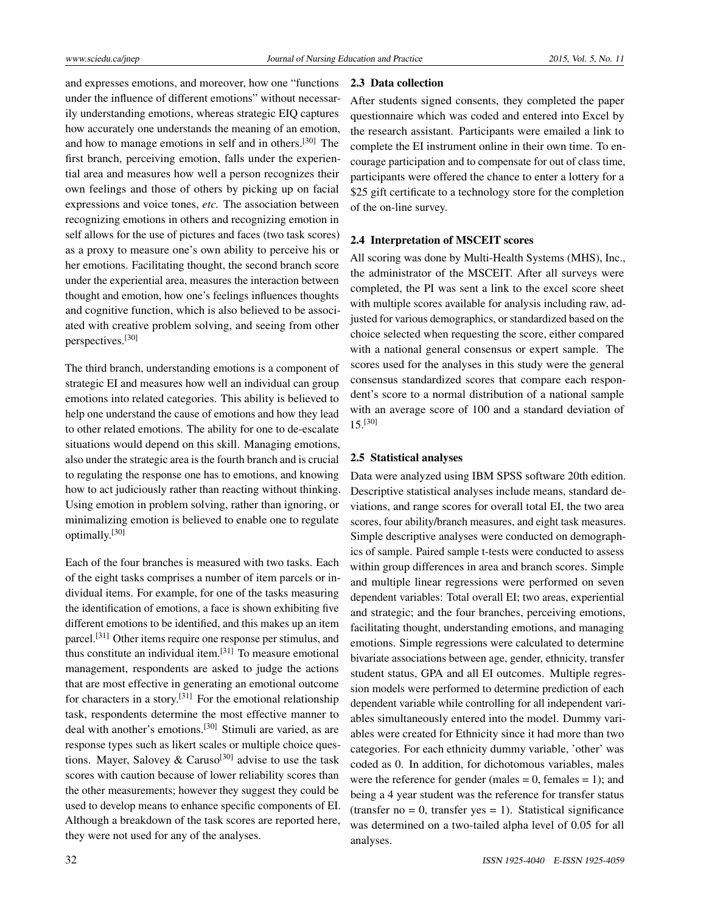and expresses emotions, and moreover, how one "functions under the influence of different emotions" without necessarily understanding emotions, whereas strategic EIQ captures how accurately one understands the meaning of an emotion, and how to manage emotions in self and in others.[30] The first branch, perceiving emotion, falls under the experiential area and measures how well a person recognizes their own feelings and those of others by picking up on facial expressions and voice tones, *etc.* The association between recognizing emotions in others and recognizing emotion in self allows for the use of pictures and faces (two task scores) as a proxy to measure one's own ability to perceive his or her emotions. Facilitating thought, the second branch score under the experiential area, measures the interaction between thought and emotion, how one's feelings influences thoughts and cognitive function, which is also believed to be associated with creative problem solving, and seeing from other perspectives.[30]

The third branch, understanding emotions is a component of strategic EI and measures how well an individual can group emotions into related categories. This ability is believed to help one understand the cause of emotions and how they lead to other related emotions. The ability for one to de-escalate situations would depend on this skill. Managing emotions, also under the strategic area is the fourth branch and is crucial to regulating the response one has to emotions, and knowing how to act judiciously rather than reacting without thinking. Using emotion in problem solving, rather than ignoring, or minimalizing emotion is believed to enable one to regulate optimally.[30]

Each of the four branches is measured with two tasks. Each of the eight tasks comprises a number of item parcels or individual items. For example, for one of the tasks measuring the identification of emotions, a face is shown exhibiting five different emotions to be identified, and this makes up an item parcel.[31] Other items require one response per stimulus, and thus constitute an individual item.[31] To measure emotional management, respondents are asked to judge the actions that are most effective in generating an emotional outcome for characters in a story.[31] For the emotional relationship task, respondents determine the most effective manner to deal with another's emotions.[30] Stimuli are varied, as are response types such as likert scales or multiple choice questions. Mayer, Salovey & Caruso[30] advise to use the task scores with caution because of lower reliability scores than the other measurements; however they suggest they could be used to develop means to enhance specific components of EI. Although a breakdown of the task scores are reported here, they were not used for any of the analyses.

### 2.3 Data collection

After students signed consents, they completed the paper questionnaire which was coded and entered into Excel by the research assistant. Participants were emailed a link to complete the EI instrument online in their own time. To encourage participation and to compensate for out of class time, participants were offered the chance to enter a lottery for a \$25 gift certificate to a technology store for the completion of the on-line survey.

### 2.4 Interpretation of MSCEIT scores

All scoring was done by Multi-Health Systems (MHS), Inc., the administrator of the MSCEIT. After all surveys were completed, the PI was sent a link to the excel score sheet with multiple scores available for analysis including raw, adjusted for various demographics, or standardized based on the choice selected when requesting the score, either compared with a national general consensus or expert sample. The scores used for the analyses in this study were the general consensus standardized scores that compare each respondent's score to a normal distribution of a national sample with an average score of 100 and a standard deviation of 15.[30]

### 2.5 Statistical analyses

Data were analyzed using IBM SPSS software 20th edition. Descriptive statistical analyses include means, standard deviations, and range scores for overall total EI, the two area scores, four ability/branch measures, and eight task measures. Simple descriptive analyses were conducted on demographics of sample. Paired sample t-tests were conducted to assess within group differences in area and branch scores. Simple and multiple linear regressions were performed on seven dependent variables: Total overall EI; two areas, experiential and strategic; and the four branches, perceiving emotions, facilitating thought, understanding emotions, and managing emotions. Simple regressions were calculated to determine bivariate associations between age, gender, ethnicity, transfer student status, GPA and all EI outcomes. Multiple regression models were performed to determine prediction of each dependent variable while controlling for all independent variables simultaneously entered into the model. Dummy variables were created for Ethnicity since it had more than two categories. For each ethnicity dummy variable, 'other' was coded as 0. In addition, for dichotomous variables, males were the reference for gender (males = 0, females = 1); and being a 4 year student was the reference for transfer status (transfer no = 0, transfer yes = 1). Statistical significance was determined on a two-tailed alpha level of 0.05 for all analyses.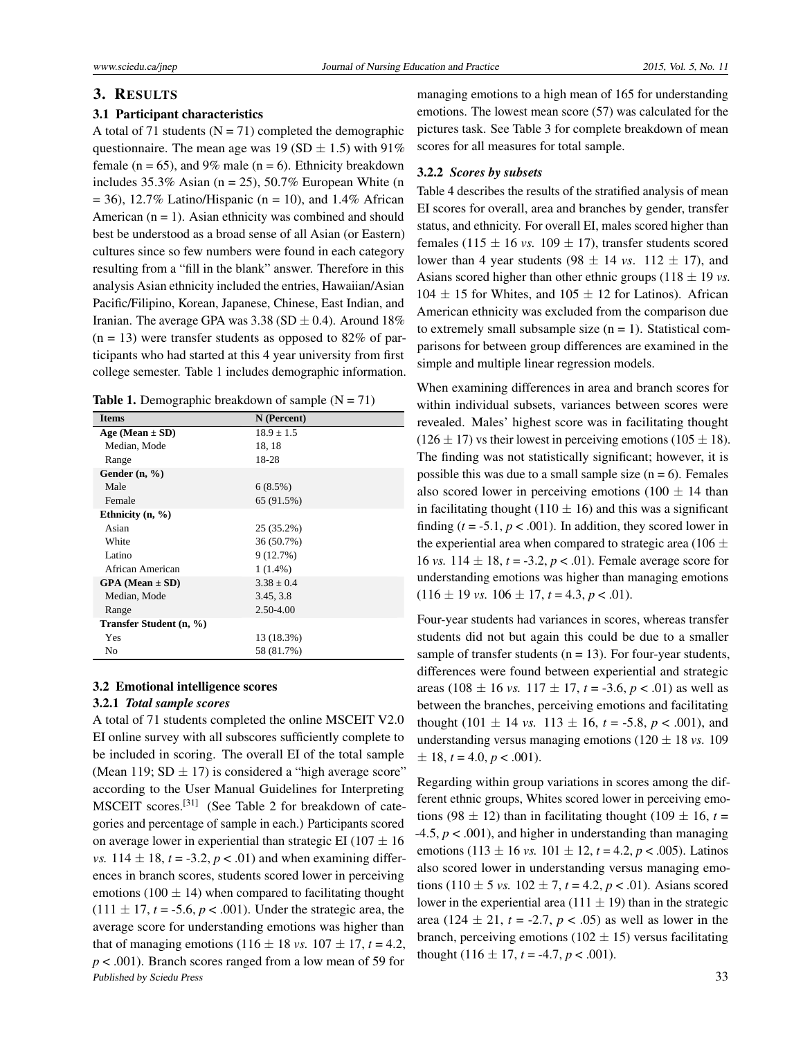## 3. RESULTS

### 3.1 Participant characteristics

A total of 71 students (N = 71) completed the demographic questionnaire. The mean age was 19 (SD ± 1.5) with 91% female (n = 65), and 9% male (n = 6). Ethnicity breakdown includes 35.3% Asian (n = 25), 50.7% European White (n = 36), 12.7% Latino/Hispanic (n = 10), and 1.4% African American (n = 1). Asian ethnicity was combined and should best be understood as a broad sense of all Asian (or Eastern) cultures since so few numbers were found in each category resulting from a "fill in the blank" answer. Therefore in this analysis Asian ethnicity included the entries, Hawaiian/Asian Pacific/Filipino, Korean, Japanese, Chinese, East Indian, and Iranian. The average GPA was 3.38 (SD ± 0.4). Around 18% (n = 13) were transfer students as opposed to 82% of participants who had started at this 4 year university from first college semester. Table 1 includes demographic information.

**Table 1.** Demographic breakdown of sample (N = 71)

| Items | N (Percent) |
|---|---|
| **Age (Mean ± SD)** | 18.9 ± 1.5 |
| Median, Mode | 18, 18 |
| Range | 18-28 |
| **Gender (n, %)** | |
| Male | 6 (8.5%) |
| Female | 65 (91.5%) |
| **Ethnicity (n, %)** | |
| Asian | 25 (35.2%) |
| White | 36 (50.7%) |
| Latino | 9 (12.7%) |
| African American | 1 (1.4%) |
| **GPA (Mean ± SD)** | 3.38 ± 0.4 |
| Median, Mode | 3.45, 3.8 |
| Range | 2.50-4.00 |
| **Transfer Student (n, %)** | |
| Yes | 13 (18.3%) |
| No | 58 (81.7%) |

### 3.2 Emotional intelligence scores

#### 3.2.1 *Total sample scores*

A total of 71 students completed the online MSCEIT V2.0 EI online survey with all subscores sufficiently complete to be included in scoring. The overall EI of the total sample (Mean 119; SD ± 17) is considered a "high average score" according to the User Manual Guidelines for Interpreting MSCEIT scores.[31] (See Table 2 for breakdown of categories and percentage of sample in each.) Participants scored on average lower in experiential than strategic EI (107 ± 16 *vs.* 114 ± 18, $t$ = -3.2, $p < .01$) and when examining differences in branch scores, students scored lower in perceiving emotions (100 ± 14) when compared to facilitating thought (111 ± 17, $t$ = -5.6, $p < .001$). Under the strategic area, the average score for understanding emotions was higher than that of managing emotions (116 ± 18 *vs.* 107 ± 17, $t$ = 4.2, $p < .001$). Branch scores ranged from a low mean of 59 for managing emotions to a high mean of 165 for understanding emotions. The lowest mean score (57) was calculated for the pictures task. See Table 3 for complete breakdown of mean scores for all measures for total sample.

#### 3.2.2 *Scores by subsets*

Table 4 describes the results of the stratified analysis of mean EI scores for overall, area and branches by gender, transfer status, and ethnicity. For overall EI, males scored higher than females (115 ± 16 *vs.* 109 ± 17), transfer students scored lower than 4 year students (98 ± 14 *vs*. 112 ± 17), and Asians scored higher than other ethnic groups (118 ± 19 *vs.* 104 ± 15 for Whites, and 105 ± 12 for Latinos). African American ethnicity was excluded from the comparison due to extremely small subsample size (n = 1). Statistical comparisons for between group differences are examined in the simple and multiple linear regression models.

When examining differences in area and branch scores for within individual subsets, variances between scores were revealed. Males' highest score was in facilitating thought (126 ± 17) vs their lowest in perceiving emotions (105 ± 18). The finding was not statistically significant; however, it is possible this was due to a small sample size (n = 6). Females also scored lower in perceiving emotions (100 ± 14 than in facilitating thought (110 ± 16) and this was a significant finding ($t$ = -5.1, $p < .001$). In addition, they scored lower in the experiential area when compared to strategic area (106 ± 16 *vs.* 114 ± 18, $t$ = -3.2, $p < .01$). Female average score for understanding emotions was higher than managing emotions (116 ± 19 *vs.* 106 ± 17, $t$ = 4.3, $p < .01$).

Four-year students had variances in scores, whereas transfer students did not but again this could be due to a smaller sample of transfer students (n = 13). For four-year students, differences were found between experiential and strategic areas (108 ± 16 *vs.* 117 ± 17, $t$ = -3.6, $p < .01$) as well as between the branches, perceiving emotions and facilitating thought (101 ± 14 *vs.* 113 ± 16, $t$ = -5.8, $p < .001$), and understanding versus managing emotions (120 ± 18 *vs.* 109 ± 18, $t$ = 4.0, $p < .001$).

Regarding within group variations in scores among the different ethnic groups, Whites scored lower in perceiving emotions (98 ± 12) than in facilitating thought (109 ± 16, $t$ = -4.5, $p < .001$), and higher in understanding than managing emotions (113 ± 16 *vs.* 101 ± 12, $t$ = 4.2, $p < .005$). Latinos also scored lower in understanding versus managing emotions (110 ± 5 *vs.* 102 ± 7, $t$ = 4.2, $p < .01$). Asians scored lower in the experiential area (111 ± 19) than in the strategic area (124 ± 21, $t$ = -2.7, $p < .05$) as well as lower in the branch, perceiving emotions (102 ± 15) versus facilitating thought (116 ± 17, $t$ = -4.7, $p < .001$).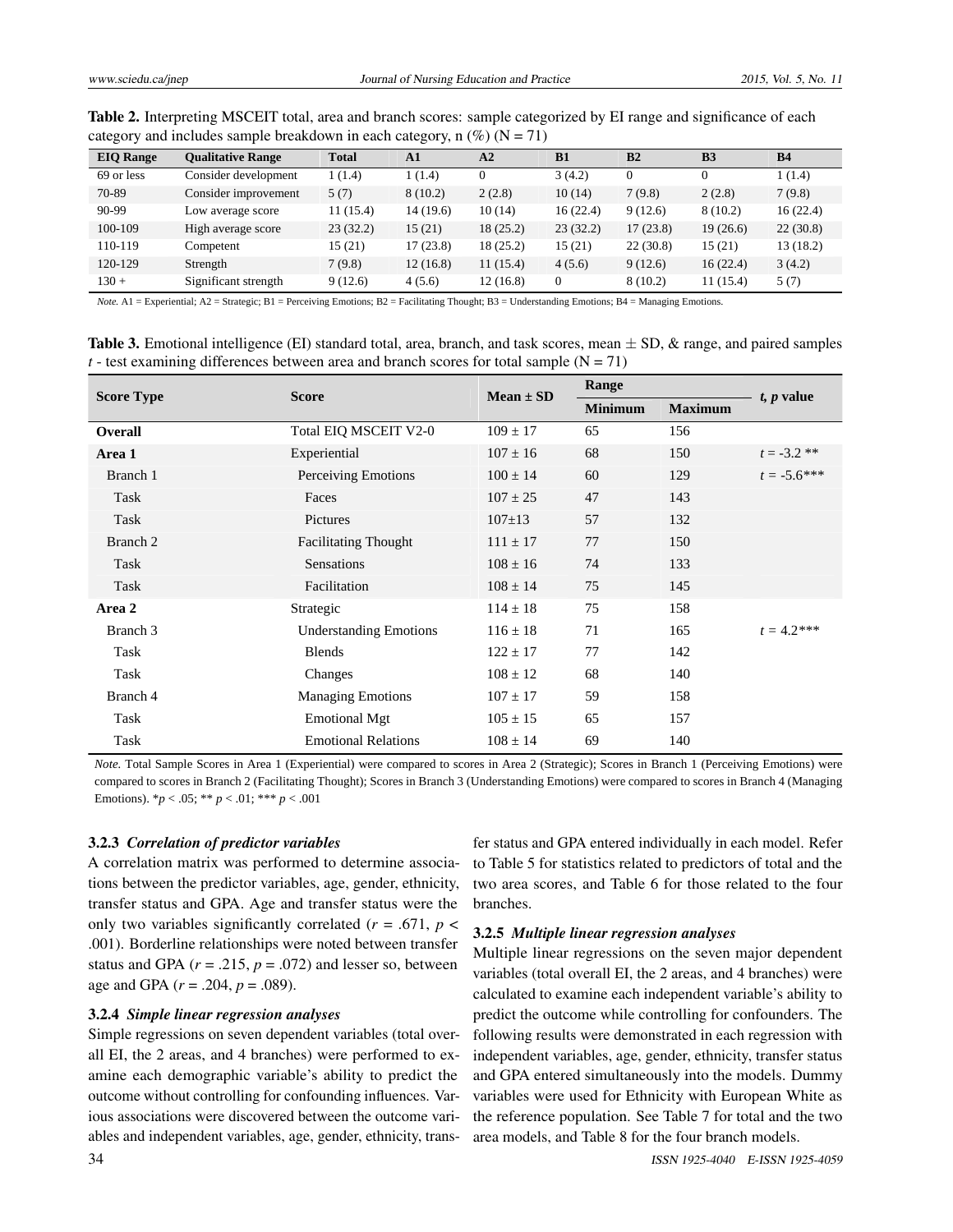**Table 2.** Interpreting MSCEIT total, area and branch scores: sample categorized by EI range and significance of each category and includes sample breakdown in each category, n (%) (N = 71)

| EIQ Range | Qualitative Range | Total | A1 | A2 | B1 | B2 | B3 | B4 |
|---|---|---|---|---|---|---|---|---|
| 69 or less | Consider development | 1 (1.4) | 1 (1.4) | 0 | 3 (4.2) | 0 | 0 | 1 (1.4) |
| 70-89 | Consider improvement | 5 (7) | 8 (10.2) | 2 (2.8) | 10 (14) | 7 (9.8) | 2 (2.8) | 7 (9.8) |
| 90-99 | Low average score | 11 (15.4) | 14 (19.6) | 10 (14) | 16 (22.4) | 9 (12.6) | 8 (10.2) | 16 (22.4) |
| 100-109 | High average score | 23 (32.2) | 15 (21) | 18 (25.2) | 23 (32.2) | 17 (23.8) | 19 (26.6) | 22 (30.8) |
| 110-119 | Competent | 15 (21) | 17 (23.8) | 18 (25.2) | 15 (21) | 22 (30.8) | 15 (21) | 13 (18.2) |
| 120-129 | Strength | 7 (9.8) | 12 (16.8) | 11 (15.4) | 4 (5.6) | 9 (12.6) | 16 (22.4) | 3 (4.2) |
| 130 + | Significant strength | 9 (12.6) | 4 (5.6) | 12 (16.8) | 0 | 8 (10.2) | 11 (15.4) | 5 (7) |

*Note.* A1 = Experiential; A2 = Strategic; B1 = Perceiving Emotions; B2 = Facilitating Thought; B3 = Understanding Emotions; B4 = Managing Emotions.

**Table 3.** Emotional intelligence (EI) standard total, area, branch, and task scores, mean ± SD, & range, and paired samples $t$ - test examining differences between area and branch scores for total sample (N = 71)

| Score Type | Score | Mean ± SD | Range | | *t, p* value |
|---|---|---|---|---|---|
| | | | Minimum | Maximum | |
| **Overall** | Total EIQ MSCEIT V2-0 | 109 ± 17 | 65 | 156 | |
| **Area 1** | Experiential | 107 ± 16 | 68 | 150 | $t$ = -3.2 ** |
| Branch 1 | Perceiving Emotions | 100 ± 14 | 60 | 129 | $t$ = -5.6*** |
| Task | Faces | 107 ± 25 | 47 | 143 | |
| Task | Pictures | 107±13 | 57 | 132 | |
| Branch 2 | Facilitating Thought | 111 ± 17 | 77 | 150 | |
| Task | Sensations | 108 ± 16 | 74 | 133 | |
| Task | Facilitation | 108 ± 14 | 75 | 145 | |
| **Area 2** | Strategic | 114 ± 18 | 75 | 158 | |
| Branch 3 | Understanding Emotions | 116 ± 18 | 71 | 165 | $t$ = 4.2*** |
| Task | Blends | 122 ± 17 | 77 | 142 | |
| Task | Changes | 108 ± 12 | 68 | 140 | |
| Branch 4 | Managing Emotions | 107 ± 17 | 59 | 158 | |
| Task | Emotional Mgt | 105 ± 15 | 65 | 157 | |
| Task | Emotional Relations | 108 ± 14 | 69 | 140 | |

*Note.* Total Sample Scores in Area 1 (Experiential) were compared to scores in Area 2 (Strategic); Scores in Branch 1 (Perceiving Emotions) were compared to scores in Branch 2 (Facilitating Thought); Scores in Branch 3 (Understanding Emotions) were compared to scores in Branch 4 (Managing Emotions). *$p$ < .05; ** $p$ < .01; *** $p$ < .001

### 3.2.3 *Correlation of predictor variables*

A correlation matrix was performed to determine associations between the predictor variables, age, gender, ethnicity, transfer status and GPA. Age and transfer status were the only two variables significantly correlated ($r$ = .671, $p$ < .001). Borderline relationships were noted between transfer status and GPA ($r$ = .215, $p$ = .072) and lesser so, between age and GPA ($r$ = .204, $p$ = .089).

### 3.2.4 *Simple linear regression analyses*

Simple regressions on seven dependent variables (total overall EI, the 2 areas, and 4 branches) were performed to examine each demographic variable's ability to predict the outcome without controlling for confounding influences. Various associations were discovered between the outcome variables and independent variables, age, gender, ethnicity, transfer status and GPA entered individually in each model. Refer to Table 5 for statistics related to predictors of total and the two area scores, and Table 6 for those related to the four branches.

### 3.2.5 *Multiple linear regression analyses*

Multiple linear regressions on the seven major dependent variables (total overall EI, the 2 areas, and 4 branches) were calculated to examine each independent variable's ability to predict the outcome while controlling for confounders. The following results were demonstrated in each regression with independent variables, age, gender, ethnicity, transfer status and GPA entered simultaneously into the models. Dummy variables were used for Ethnicity with European White as the reference population. See Table 7 for total and the two area models, and Table 8 for the four branch models.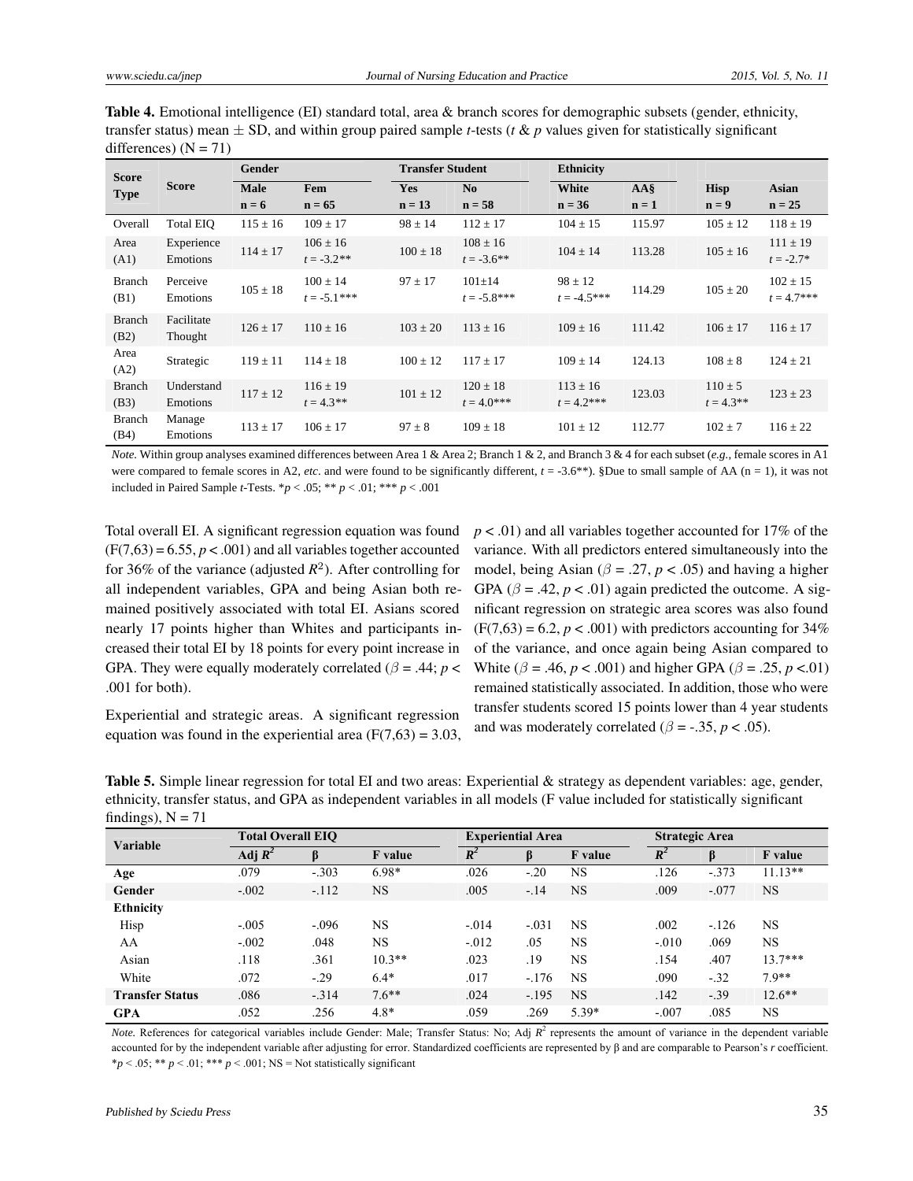**Table 4.** Emotional intelligence (EI) standard total, area & branch scores for demographic subsets (gender, ethnicity, transfer status) mean ± SD, and within group paired sample *t*-tests (*t* & *p* values given for statistically significant differences) (N = 71)

| Score Type | Score | Gender | | Transfer Student | | Ethnicity | | | |
|---|---|---|---|---|---|---|---|---|---|
| | | Male n = 6 | Fem n = 65 | Yes n = 13 | No n = 58 | White n = 36 | AA§ n = 1 | Hisp n = 9 | Asian n = 25 |
| Overall | Total EIQ | 115 ± 16 | 109 ± 17 | 98 ± 14 | 112 ± 17 | 104 ± 15 | 115.97 | 105 ± 12 | 118 ± 19 |
| Area (A1) | Experience Emotions | 114 ± 17 | 106 ± 16 $t$ = -3.2** | 100 ± 18 | 108 ± 16 $t$ = -3.6** | 104 ± 14 | 113.28 | 105 ± 16 | 111 ± 19 $t$ = -2.7* |
| Branch (B1) | Perceive Emotions | 105 ± 18 | 100 ± 14 $t$ = -5.1*** | 97 ± 17 | 101±14 $t$ = -5.8*** | 98 ± 12 $t$ = -4.5*** | 114.29 | 105 ± 20 | 102 ± 15 $t$ = 4.7*** |
| Branch (B2) | Facilitate Thought | 126 ± 17 | 110 ± 16 | 103 ± 20 | 113 ± 16 | 109 ± 16 | 111.42 | 106 ± 17 | 116 ± 17 |
| Area (A2) | Strategic | 119 ± 11 | 114 ± 18 | 100 ± 12 | 117 ± 17 | 109 ± 14 | 124.13 | 108 ± 8 | 124 ± 21 |
| Branch (B3) | Understand Emotions | 117 ± 12 | 116 ± 19 $t$ = 4.3** | 101 ± 12 | 120 ± 18 $t$ = 4.0*** | 113 ± 16 $t$ = 4.2*** | 123.03 | 110 ± 5 $t$ = 4.3** | 123 ± 23 |
| Branch (B4) | Manage Emotions | 113 ± 17 | 106 ± 17 | 97 ± 8 | 109 ± 18 | 101 ± 12 | 112.77 | 102 ± 7 | 116 ± 22 |

*Note.* Within group analyses examined differences between Area 1 & Area 2; Branch 1 & 2, and Branch 3 & 4 for each subset (*e.g.*, female scores in A1 were compared to female scores in A2, *etc.* and were found to be significantly different, $t$ = -3.6**). §Due to small sample of AA (n = 1), it was not included in Paired Sample *t*-Tests. *$p < .05$; ** $p < .01$; *** $p < .001$

Total overall EI. A significant regression equation was found ($F(7,63) = 6.55$, $p < .001$) and all variables together accounted for 36% of the variance (adjusted $R^2$). After controlling for all independent variables, GPA and being Asian both remained positively associated with total EI. Asians scored nearly 17 points higher than Whites and participants increased their total EI by 18 points for every point increase in GPA. They were equally moderately correlated ($\beta = .44$; $p < .001$ for both).

Experiential and strategic areas. A significant regression equation was found in the experiential area ($F(7,63) = 3.03$, $p < .01$) and all variables together accounted for 17% of the variance. With all predictors entered simultaneously into the model, being Asian ($\beta = .27$, $p < .05$) and having a higher GPA ($\beta = .42$, $p < .01$) again predicted the outcome. A significant regression on strategic area scores was also found ($F(7,63) = 6.2$, $p < .001$) with predictors accounting for 34% of the variance, and once again being Asian compared to White ($\beta = .46$, $p < .001$) and higher GPA ($\beta = .25$, $p < .01$) remained statistically associated. In addition, those who were transfer students scored 15 points lower than 4 year students and was moderately correlated ($\beta = -.35$, $p < .05$).

**Table 5.** Simple linear regression for total EI and two areas: Experiential & strategy as dependent variables: age, gender, ethnicity, transfer status, and GPA as independent variables in all models (F value included for statistically significant findings), N = 71

| Variable | Total Overall EIQ | | | Experiential Area | | | Strategic Area | | |
|---|---|---|---|---|---|---|---|---|---|
| | Adj $R^2$ | β | F value | $R^2$ | β | F value | $R^2$ | β | F value |
| **Age** | .079 | -.303 | 6.98* | .026 | -.20 | NS | .126 | -.373 | 11.13** |
| **Gender** | -.002 | -.112 | NS | .005 | -.14 | NS | .009 | -.077 | NS |
| **Ethnicity** | | | | | | | | | |
| Hisp | -.005 | -.096 | NS | -.014 | -.031 | NS | .002 | -.126 | NS |
| AA | -.002 | .048 | NS | -.012 | .05 | NS | -.010 | .069 | NS |
| Asian | .118 | .361 | 10.3** | .023 | .19 | NS | .154 | .407 | 13.7*** |
| White | .072 | -.29 | 6.4* | .017 | -.176 | NS | .090 | -.32 | 7.9** |
| **Transfer Status** | .086 | -.314 | 7.6** | .024 | -.195 | NS | .142 | -.39 | 12.6** |
| **GPA** | .052 | .256 | 4.8* | .059 | .269 | 5.39* | -.007 | .085 | NS |

*Note.* References for categorical variables include Gender: Male; Transfer Status: No; Adj $R^2$ represents the amount of variance in the dependent variable accounted for by the independent variable after adjusting for error. Standardized coefficients are represented by β and are comparable to Pearson's *r* coefficient. *$p < .05$; ** $p < .01$; *** $p < .001$; NS = Not statistically significant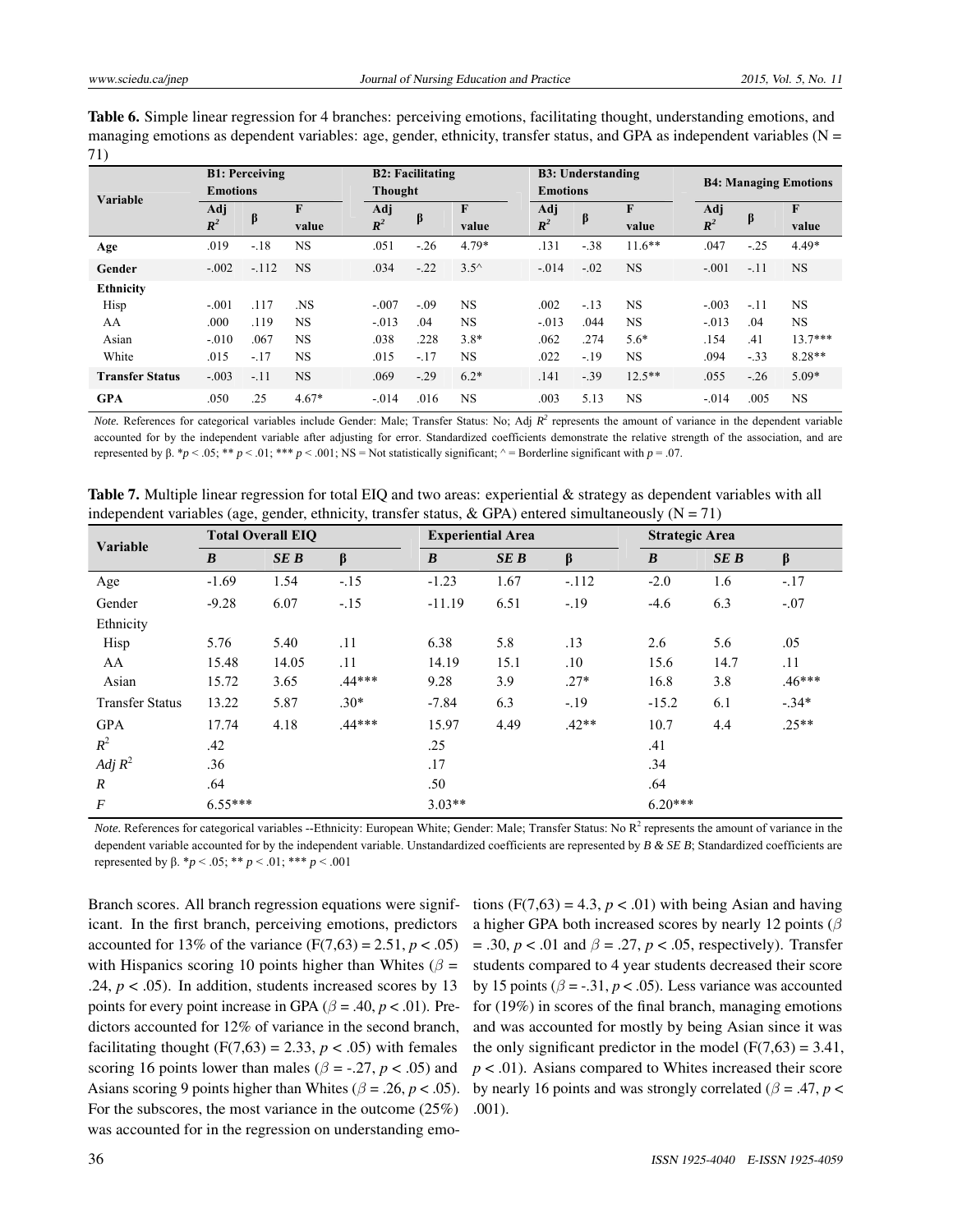**Table 6.** Simple linear regression for 4 branches: perceiving emotions, facilitating thought, understanding emotions, and managing emotions as dependent variables: age, gender, ethnicity, transfer status, and GPA as independent variables (N = 71)

| Variable | B1: Perceiving Emotions | | | B2: Facilitating Thought | | | B3: Understanding Emotions | | | B4: Managing Emotions | | |
|---|---|---|---|---|---|---|---|---|---|---|---|---|
| | Adj $R^2$ | β | F value | Adj $R^2$ | β | F value | Adj $R^2$ | β | F value | Adj $R^2$ | β | F value |
| **Age** | .019 | -.18 | NS | .051 | -.26 | 4.79* | .131 | -.38 | 11.6** | .047 | -.25 | 4.49* |
| **Gender** | -.002 | -.112 | NS | .034 | -.22 | 3.5^ | -.014 | -.02 | NS | -.001 | -.11 | NS |
| **Ethnicity** | | | | | | | | | | | | |
| Hisp | -.001 | .117 | .NS | -.007 | -.09 | NS | .002 | -.13 | NS | -.003 | -.11 | NS |
| AA | .000 | .119 | NS | -.013 | .04 | NS | -.013 | .044 | NS | -.013 | .04 | NS |
| Asian | -.010 | .067 | NS | .038 | .228 | 3.8* | .062 | .274 | 5.6* | .154 | .41 | 13.7*** |
| White | .015 | -.17 | NS | .015 | -.17 | NS | .022 | -.19 | NS | .094 | -.33 | 8.28** |
| **Transfer Status** | -.003 | -.11 | NS | .069 | -.29 | 6.2* | .141 | -.39 | 12.5** | .055 | -.26 | 5.09* |
| **GPA** | .050 | .25 | 4.67* | -.014 | .016 | NS | .003 | 5.13 | NS | -.014 | .005 | NS |

*Note.* References for categorical variables include Gender: Male; Transfer Status: No; Adj $R^2$ represents the amount of variance in the dependent variable accounted for by the independent variable after adjusting for error. Standardized coefficients demonstrate the relative strength of the association, and are represented by β. *$p < .05$; ** $p < .01$; *** $p < .001$; NS = Not statistically significant; ^ = Borderline significant with $p = .07$.

**Table 7.** Multiple linear regression for total EIQ and two areas: experiential & strategy as dependent variables with all independent variables (age, gender, ethnicity, transfer status, & GPA) entered simultaneously (N = 71)

| Variable | Total Overall EIQ | | | Experiential Area | | | Strategic Area | | |
|---|---|---|---|---|---|---|---|---|---|
| | *B* | *SE B* | β | *B* | *SE B* | β | *B* | *SE B* | β |
| Age | -1.69 | 1.54 | -.15 | -1.23 | 1.67 | -.112 | -2.0 | 1.6 | -.17 |
| Gender | -9.28 | 6.07 | -.15 | -11.19 | 6.51 | -.19 | -4.6 | 6.3 | -.07 |
| Ethnicity | | | | | | | | | |
| Hisp | 5.76 | 5.40 | .11 | 6.38 | 5.8 | .13 | 2.6 | 5.6 | .05 |
| AA | 15.48 | 14.05 | .11 | 14.19 | 15.1 | .10 | 15.6 | 14.7 | .11 |
| Asian | 15.72 | 3.65 | .44*** | 9.28 | 3.9 | .27* | 16.8 | 3.8 | .46*** |
| Transfer Status | 13.22 | 5.87 | .30* | -7.84 | 6.3 | -.19 | -15.2 | 6.1 | -.34* |
| GPA | 17.74 | 4.18 | .44*** | 15.97 | 4.49 | .42** | 10.7 | 4.4 | .25** |
| $R^2$ | .42 | | | .25 | | | .41 | | |
| *Adj* $R^2$ | .36 | | | .17 | | | .34 | | |
| *R* | .64 | | | .50 | | | .64 | | |
| *F* | 6.55*** | | | 3.03** | | | 6.20*** | | |

*Note.* References for categorical variables --Ethnicity: European White; Gender: Male; Transfer Status: No $R^2$ represents the amount of variance in the dependent variable accounted for by the independent variable. Unstandardized coefficients are represented by *B & SE B*; Standardized coefficients are represented by β. *$p < .05$; ** $p < .01$; *** $p < .001$

Branch scores. All branch regression equations were significant. In the first branch, perceiving emotions, predictors accounted for 13% of the variance ($F(7,63) = 2.51$, $p < .05$) with Hispanics scoring 10 points higher than Whites ($\beta = .24$, $p < .05$). In addition, students increased scores by 13 points for every point increase in GPA ($\beta = .40$, $p < .01$). Predictors accounted for 12% of variance in the second branch, facilitating thought ($F(7,63) = 2.33$, $p < .05$) with females scoring 16 points lower than males ($\beta = -.27$, $p < .05$) and Asians scoring 9 points higher than Whites ($\beta = .26$, $p < .05$). For the subscores, the most variance in the outcome (25%) was accounted for in the regression on understanding emotions ($F(7,63) = 4.3$, $p < .01$) with being Asian and having a higher GPA both increased scores by nearly 12 points ($\beta = .30$, $p < .01$ and $\beta = .27$, $p < .05$, respectively). Transfer students compared to 4 year students decreased their score by 15 points ($\beta = -.31$, $p < .05$). Less variance was accounted for (19%) in scores of the final branch, managing emotions and was accounted for mostly by being Asian since it was the only significant predictor in the model ($F(7,63) = 3.41$, $p < .01$). Asians compared to Whites increased their score by nearly 16 points and was strongly correlated ($\beta = .47$, $p < .001$).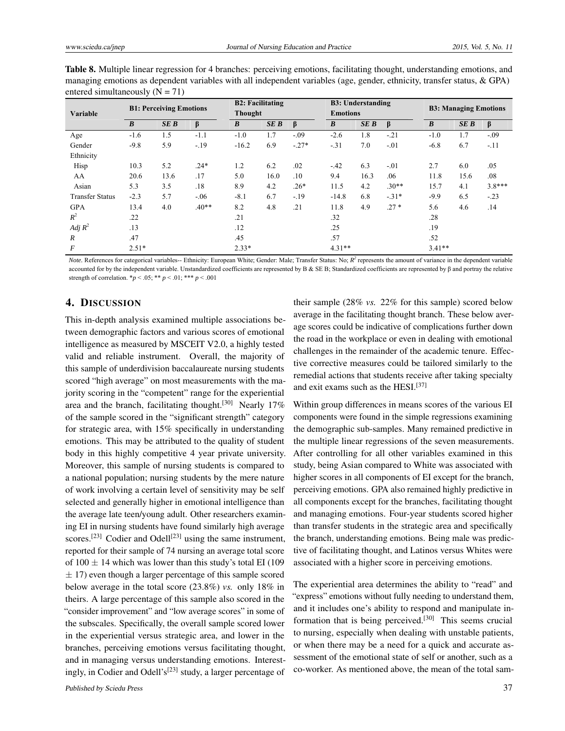**Table 8.** Multiple linear regression for 4 branches: perceiving emotions, facilitating thought, understanding emotions, and managing emotions as dependent variables with all independent variables (age, gender, ethnicity, transfer status, & GPA) entered simultaneously (N = 71)

| Variable | B1: Perceiving Emotions | | | B2: Facilitating Thought | | | B3: Understanding Emotions | | | B3: Managing Emotions | | |
|---|---|---|---|---|---|---|---|---|---|---|---|---|
| | *B* | *SE B* | β | *B* | *SE B* | β | *B* | *SE B* | β | *B* | *SE B* | β |
| Age | -1.6 | 1.5 | -1.1 | -1.0 | 1.7 | -.09 | -2.6 | 1.8 | -.21 | -1.0 | 1.7 | -.09 |
| Gender | -9.8 | 5.9 | -.19 | -16.2 | 6.9 | -.27* | -.31 | 7.0 | -.01 | -6.8 | 6.7 | -.11 |
| Ethnicity | | | | | | | | | | | | |
| Hisp | 10.3 | 5.2 | .24* | 1.2 | 6.2 | .02 | -.42 | 6.3 | -.01 | 2.7 | 6.0 | .05 |
| AA | 20.6 | 13.6 | .17 | 5.0 | 16.0 | .10 | 9.4 | 16.3 | .06 | 11.8 | 15.6 | .08 |
| Asian | 5.3 | 3.5 | .18 | 8.9 | 4.2 | .26* | 11.5 | 4.2 | .30** | 15.7 | 4.1 | 3.8*** |
| Transfer Status | -2.3 | 5.7 | -.06 | -8.1 | 6.7 | -.19 | -14.8 | 6.8 | -.31* | -9.9 | 6.5 | -.23 |
| GPA | 13.4 | 4.0 | .40** | 8.2 | 4.8 | .21 | 11.8 | 4.9 | .27 * | 5.6 | 4.6 | .14 |
| $R^2$ | .22 | | | .21 | | | .32 | | | .28 | | |
| *Adj* $R^2$ | .13 | | | .12 | | | .25 | | | .19 | | |
| *R* | .47 | | | .45 | | | .57 | | | .52 | | |
| *F* | 2.51* | | | 2.33* | | | 4.31** | | | 3.41** | | |

*Note.* References for categorical variables-- Ethnicity: European White; Gender: Male; Transfer Status: No; $R^2$ represents the amount of variance in the dependent variable accounted for by the independent variable. Unstandardized coefficients are represented by B & SE B; Standardized coefficients are represented by β and portray the relative strength of correlation. \*$p < .05$; \*\* $p < .01$; \*\*\* $p < .001$

## 4. Discussion

This in-depth analysis examined multiple associations between demographic factors and various scores of emotional intelligence as measured by MSCEIT V2.0, a highly tested valid and reliable instrument. Overall, the majority of this sample of underdivision baccalaureate nursing students scored "high average" on most measurements with the majority scoring in the "competent" range for the experiential area and the branch, facilitating thought.[30] Nearly 17% of the sample scored in the "significant strength" category for strategic area, with 15% specifically in understanding emotions. This may be attributed to the quality of student body in this highly competitive 4 year private university. Moreover, this sample of nursing students is compared to a national population; nursing students by the mere nature of work involving a certain level of sensitivity may be self selected and generally higher in emotional intelligence than the average late teen/young adult. Other researchers examining EI in nursing students have found similarly high average scores.[23] Codier and Odell[23] using the same instrument, reported for their sample of 74 nursing an average total score of 100 ± 14 which was lower than this study's total EI (109 ± 17) even though a larger percentage of this sample scored below average in the total score (23.8%) *vs.* only 18% in theirs. A large percentage of this sample also scored in the "consider improvement" and "low average scores" in some of the subscales. Specifically, the overall sample scored lower in the experiential versus strategic area, and lower in the branches, perceiving emotions versus facilitating thought, and in managing versus understanding emotions. Interestingly, in Codier and Odell's[23] study, a larger percentage of their sample (28% *vs.* 22% for this sample) scored below average in the facilitating thought branch. These below average scores could be indicative of complications further down the road in the workplace or even in dealing with emotional challenges in the remainder of the academic tenure. Effective corrective measures could be tailored similarly to the remedial actions that students receive after taking specialty and exit exams such as the HESI.[37]

Within group differences in means scores of the various EI components were found in the simple regressions examining the demographic sub-samples. Many remained predictive in the multiple linear regressions of the seven measurements. After controlling for all other variables examined in this study, being Asian compared to White was associated with higher scores in all components of EI except for the branch, perceiving emotions. GPA also remained highly predictive in all components except for the branches, facilitating thought and managing emotions. Four-year students scored higher than transfer students in the strategic area and specifically the branch, understanding emotions. Being male was predictive of facilitating thought, and Latinos versus Whites were associated with a higher score in perceiving emotions.

The experiential area determines the ability to "read" and "express" emotions without fully needing to understand them, and it includes one's ability to respond and manipulate information that is being perceived.[30] This seems crucial to nursing, especially when dealing with unstable patients, or when there may be a need for a quick and accurate assessment of the emotional state of self or another, such as a co-worker. As mentioned above, the mean of the total sam-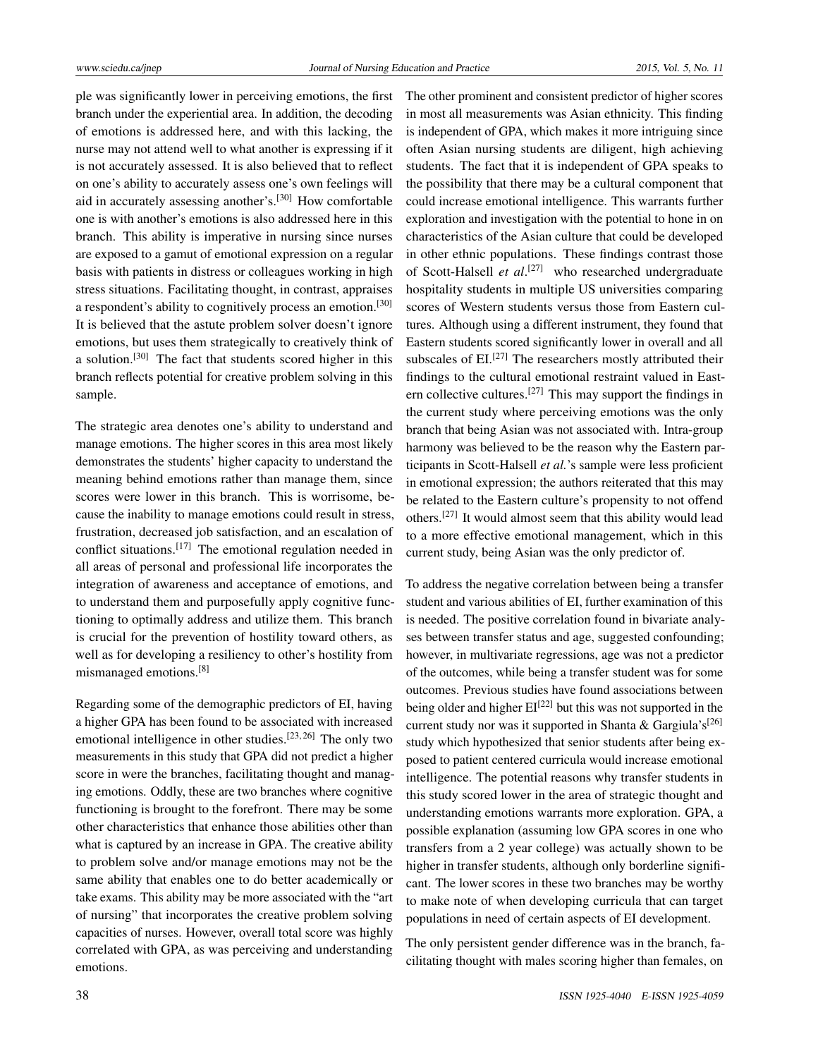ple was significantly lower in perceiving emotions, the first branch under the experiential area. In addition, the decoding of emotions is addressed here, and with this lacking, the nurse may not attend well to what another is expressing if it is not accurately assessed. It is also believed that to reflect on one's ability to accurately assess one's own feelings will aid in accurately assessing another's.[30] How comfortable one is with another's emotions is also addressed here in this branch. This ability is imperative in nursing since nurses are exposed to a gamut of emotional expression on a regular basis with patients in distress or colleagues working in high stress situations. Facilitating thought, in contrast, appraises a respondent's ability to cognitively process an emotion.[30] It is believed that the astute problem solver doesn't ignore emotions, but uses them strategically to creatively think of a solution.[30] The fact that students scored higher in this branch reflects potential for creative problem solving in this sample.

The strategic area denotes one's ability to understand and manage emotions. The higher scores in this area most likely demonstrates the students' higher capacity to understand the meaning behind emotions rather than manage them, since scores were lower in this branch. This is worrisome, because the inability to manage emotions could result in stress, frustration, decreased job satisfaction, and an escalation of conflict situations.[17] The emotional regulation needed in all areas of personal and professional life incorporates the integration of awareness and acceptance of emotions, and to understand them and purposefully apply cognitive functioning to optimally address and utilize them. This branch is crucial for the prevention of hostility toward others, as well as for developing a resiliency to other's hostility from mismanaged emotions.[8]

Regarding some of the demographic predictors of EI, having a higher GPA has been found to be associated with increased emotional intelligence in other studies.[23, 26] The only two measurements in this study that GPA did not predict a higher score in were the branches, facilitating thought and managing emotions. Oddly, these are two branches where cognitive functioning is brought to the forefront. There may be some other characteristics that enhance those abilities other than what is captured by an increase in GPA. The creative ability to problem solve and/or manage emotions may not be the same ability that enables one to do better academically or take exams. This ability may be more associated with the "art of nursing" that incorporates the creative problem solving capacities of nurses. However, overall total score was highly correlated with GPA, as was perceiving and understanding emotions.

The other prominent and consistent predictor of higher scores in most all measurements was Asian ethnicity. This finding is independent of GPA, which makes it more intriguing since often Asian nursing students are diligent, high achieving students. The fact that it is independent of GPA speaks to the possibility that there may be a cultural component that could increase emotional intelligence. This warrants further exploration and investigation with the potential to hone in on characteristics of the Asian culture that could be developed in other ethnic populations. These findings contrast those of Scott-Halsell *et al*.[27] who researched undergraduate hospitality students in multiple US universities comparing scores of Western students versus those from Eastern cultures. Although using a different instrument, they found that Eastern students scored significantly lower in overall and all subscales of EI.[27] The researchers mostly attributed their findings to the cultural emotional restraint valued in Eastern collective cultures.[27] This may support the findings in the current study where perceiving emotions was the only branch that being Asian was not associated with. Intra-group harmony was believed to be the reason why the Eastern participants in Scott-Halsell *et al.*'s sample were less proficient in emotional expression; the authors reiterated that this may be related to the Eastern culture's propensity to not offend others.[27] It would almost seem that this ability would lead to a more effective emotional management, which in this current study, being Asian was the only predictor of.

To address the negative correlation between being a transfer student and various abilities of EI, further examination of this is needed. The positive correlation found in bivariate analyses between transfer status and age, suggested confounding; however, in multivariate regressions, age was not a predictor of the outcomes, while being a transfer student was for some outcomes. Previous studies have found associations between being older and higher EI[22] but this was not supported in the current study nor was it supported in Shanta & Gargiula's[26] study which hypothesized that senior students after being exposed to patient centered curricula would increase emotional intelligence. The potential reasons why transfer students in this study scored lower in the area of strategic thought and understanding emotions warrants more exploration. GPA, a possible explanation (assuming low GPA scores in one who transfers from a 2 year college) was actually shown to be higher in transfer students, although only borderline significant. The lower scores in these two branches may be worthy to make note of when developing curricula that can target populations in need of certain aspects of EI development.

The only persistent gender difference was in the branch, facilitating thought with males scoring higher than females, on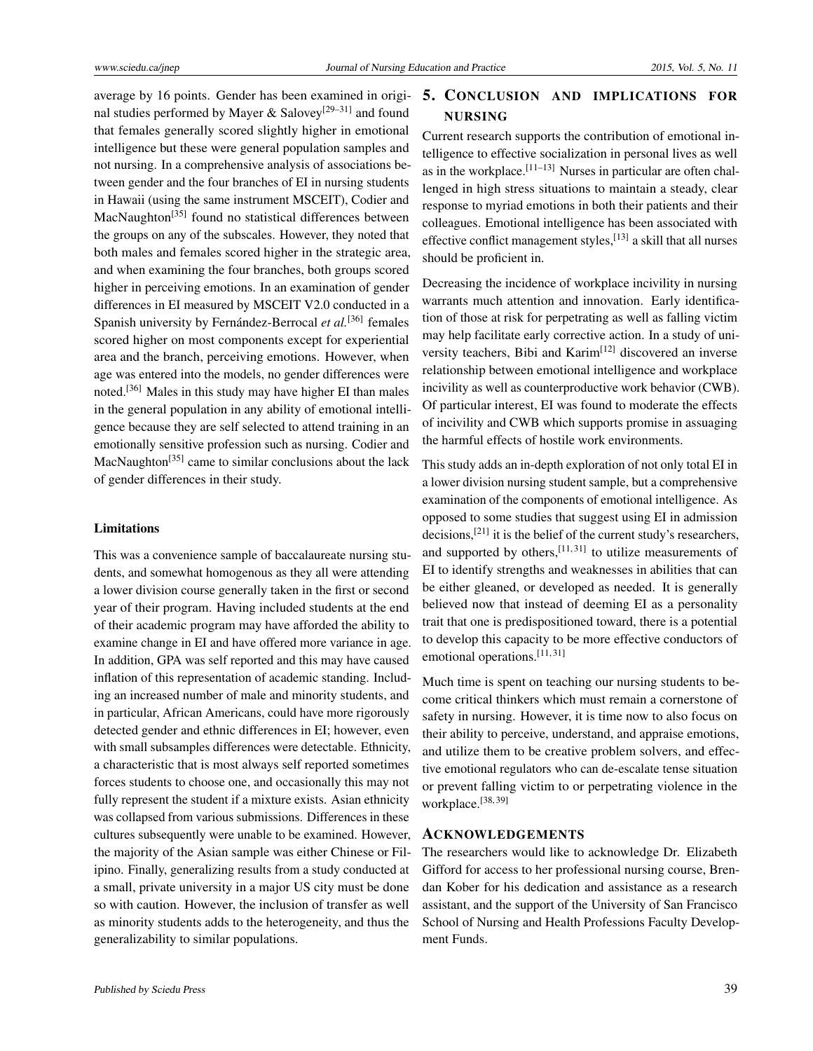average by 16 points. Gender has been examined in original studies performed by Mayer & Salovey[29–31] and found that females generally scored slightly higher in emotional intelligence but these were general population samples and not nursing. In a comprehensive analysis of associations between gender and the four branches of EI in nursing students in Hawaii (using the same instrument MSCEIT), Codier and MacNaughton[35] found no statistical differences between the groups on any of the subscales. However, they noted that both males and females scored higher in the strategic area, and when examining the four branches, both groups scored higher in perceiving emotions. In an examination of gender differences in EI measured by MSCEIT V2.0 conducted in a Spanish university by Fernández-Berrocal *et al.*[36] females scored higher on most components except for experiential area and the branch, perceiving emotions. However, when age was entered into the models, no gender differences were noted.[36] Males in this study may have higher EI than males in the general population in any ability of emotional intelligence because they are self selected to attend training in an emotionally sensitive profession such as nursing. Codier and MacNaughton[35] came to similar conclusions about the lack of gender differences in their study.

### Limitations

This was a convenience sample of baccalaureate nursing students, and somewhat homogenous as they all were attending a lower division course generally taken in the first or second year of their program. Having included students at the end of their academic program may have afforded the ability to examine change in EI and have offered more variance in age. In addition, GPA was self reported and this may have caused inflation of this representation of academic standing. Including an increased number of male and minority students, and in particular, African Americans, could have more rigorously detected gender and ethnic differences in EI; however, even with small subsamples differences were detectable. Ethnicity, a characteristic that is most always self reported sometimes forces students to choose one, and occasionally this may not fully represent the student if a mixture exists. Asian ethnicity was collapsed from various submissions. Differences in these cultures subsequently were unable to be examined. However, the majority of the Asian sample was either Chinese or Filipino. Finally, generalizing results from a study conducted at a small, private university in a major US city must be done so with caution. However, the inclusion of transfer as well as minority students adds to the heterogeneity, and thus the generalizability to similar populations.

## 5. Conclusion and implications for nursing

Current research supports the contribution of emotional intelligence to effective socialization in personal lives as well as in the workplace.[11–13] Nurses in particular are often challenged in high stress situations to maintain a steady, clear response to myriad emotions in both their patients and their colleagues. Emotional intelligence has been associated with effective conflict management styles,[13] a skill that all nurses should be proficient in.

Decreasing the incidence of workplace incivility in nursing warrants much attention and innovation. Early identification of those at risk for perpetrating as well as falling victim may help facilitate early corrective action. In a study of university teachers, Bibi and Karim[12] discovered an inverse relationship between emotional intelligence and workplace incivility as well as counterproductive work behavior (CWB). Of particular interest, EI was found to moderate the effects of incivility and CWB which supports promise in assuaging the harmful effects of hostile work environments.

This study adds an in-depth exploration of not only total EI in a lower division nursing student sample, but a comprehensive examination of the components of emotional intelligence. As opposed to some studies that suggest using EI in admission decisions,[21] it is the belief of the current study's researchers, and supported by others,[11,31] to utilize measurements of EI to identify strengths and weaknesses in abilities that can be either gleaned, or developed as needed. It is generally believed now that instead of deeming EI as a personality trait that one is predispositioned toward, there is a potential to develop this capacity to be more effective conductors of emotional operations.[11,31]

Much time is spent on teaching our nursing students to become critical thinkers which must remain a cornerstone of safety in nursing. However, it is time now to also focus on their ability to perceive, understand, and appraise emotions, and utilize them to be creative problem solvers, and effective emotional regulators who can de-escalate tense situation or prevent falling victim to or perpetrating violence in the workplace.[38,39]

## Acknowledgements

The researchers would like to acknowledge Dr. Elizabeth Gifford for access to her professional nursing course, Brendan Kober for his dedication and assistance as a research assistant, and the support of the University of San Francisco School of Nursing and Health Professions Faculty Development Funds.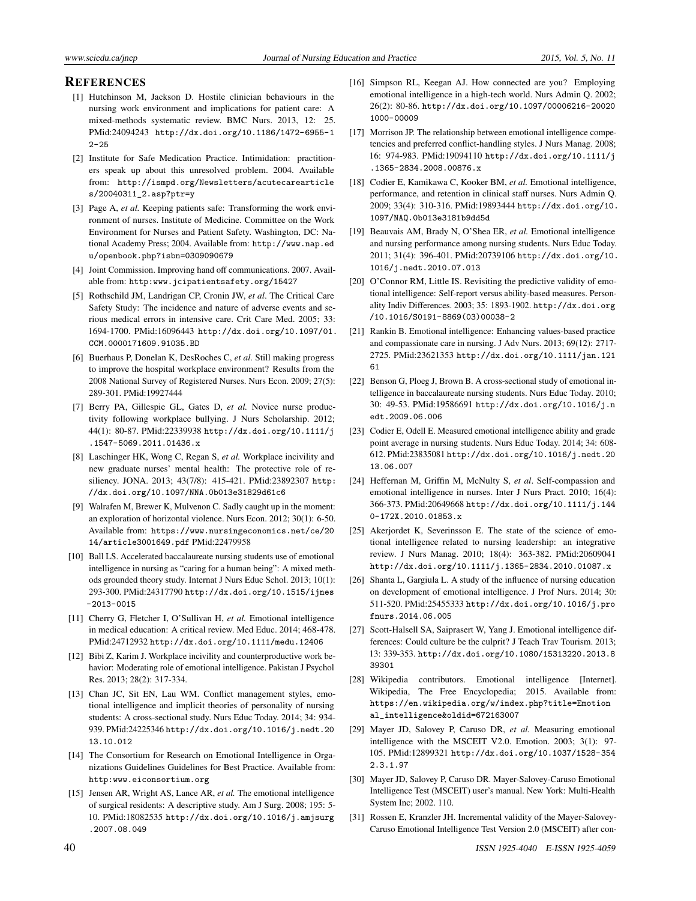## REFERENCES

[1] Hutchinson M, Jackson D. Hostile clinician behaviours in the nursing work environment and implications for patient care: A mixed-methods systematic review. BMC Nurs. 2013, 12: 25. PMid:24094243 http://dx.doi.org/10.1186/1472-6955-12-25

[2] Institute for Safe Medication Practice. Intimidation: practitioners speak up about this unresolved problem. 2004. Available from: http://ismpd.org/Newsletters/acutecarearticles/20040311_2.asp?ptr=y

[3] Page A, *et al.* Keeping patients safe: Transforming the work environment of nurses. Institute of Medicine. Committee on the Work Environment for Nurses and Patient Safety. Washington, DC: National Academy Press; 2004. Available from: http://www.nap.edu/openbook.php?isbn=0309090679

[4] Joint Commission. Improving hand off communications. 2007. Available from: http:www.jcipatientsafety.org/15427

[5] Rothschild JM, Landrigan CP, Cronin JW, *et al*. The Critical Care Safety Study: The incidence and nature of adverse events and serious medical errors in intensive care. Crit Care Med. 2005; 33: 1694-1700. PMid:16096443 http://dx.doi.org/10.1097/01.CCM.0000171609.91035.BD

[6] Buerhaus P, Donelan K, DesRoches C, *et al.* Still making progress to improve the hospital workplace environment? Results from the 2008 National Survey of Registered Nurses. Nurs Econ. 2009; 27(5): 289-301. PMid:19927444

[7] Berry PA, Gillespie GL, Gates D, *et al.* Novice nurse productivity following workplace bullying. J Nurs Scholarship. 2012; 44(1): 80-87. PMid:22339938 http://dx.doi.org/10.1111/j.1547-5069.2011.01436.x

[8] Laschinger HK, Wong C, Regan S, *et al.* Workplace incivility and new graduate nurses' mental health: The protective role of resiliency. JONA. 2013; 43(7/8): 415-421. PMid:23892307 http://dx.doi.org/10.1097/NNA.0b013e31829d61c6

[9] Walrafen M, Brewer K, Mulvenon C. Sadly caught up in the moment: an exploration of horizontal violence. Nurs Econ. 2012; 30(1): 6-50. Available from: https://www.nursingeconomics.net/ce/2014/article3001649.pdf PMid:22479958

[10] Ball LS. Accelerated baccalaureate nursing students use of emotional intelligence in nursing as "caring for a human being": A mixed methods grounded theory study. Internat J Nurs Educ Schol. 2013; 10(1): 293-300. PMid:24317790 http://dx.doi.org/10.1515/ijnes-2013-0015

[11] Cherry G, Fletcher I, O'Sullivan H, *et al.* Emotional intelligence in medical education: A critical review. Med Educ. 2014; 468-478. PMid:24712932 http://dx.doi.org/10.1111/medu.12406

[12] Bibi Z, Karim J. Workplace incivility and counterproductive work behavior: Moderating role of emotional intelligence. Pakistan J Psychol Res. 2013; 28(2): 317-334.

[13] Chan JC, Sit EN, Lau WM. Conflict management styles, emotional intelligence and implicit theories of personality of nursing students: A cross-sectional study. Nurs Educ Today. 2014; 34: 934-939. PMid:24225346 http://dx.doi.org/10.1016/j.nedt.2013.10.012

[14] The Consortium for Research on Emotional Intelligence in Organizations Guidelines Guidelines for Best Practice. Available from: http:www.eiconsortium.org

[15] Jensen AR, Wright AS, Lance AR, *et al.* The emotional intelligence of surgical residents: A descriptive study. Am J Surg. 2008; 195: 5-10. PMid:18082535 http://dx.doi.org/10.1016/j.amjsurg.2007.08.049

[16] Simpson RL, Keegan AJ. How connected are you? Employing emotional intelligence in a high-tech world. Nurs Admin Q. 2002; 26(2): 80-86. http://dx.doi.org/10.1097/00006216-200201000-00009

[17] Morrison JP. The relationship between emotional intelligence competencies and preferred conflict-handling styles. J Nurs Manag. 2008; 16: 974-983. PMid:19094110 http://dx.doi.org/10.1111/j.1365-2834.2008.00876.x

[18] Codier E, Kamikawa C, Kooker BM, *et al.* Emotional intelligence, performance, and retention in clinical staff nurses. Nurs Admin Q. 2009; 33(4): 310-316. PMid:19893444 http://dx.doi.org/10.1097/NAQ.0b013e3181b9dd5d

[19] Beauvais AM, Brady N, O'Shea ER, *et al.* Emotional intelligence and nursing performance among nursing students. Nurs Educ Today. 2011; 31(4): 396-401. PMid:20739106 http://dx.doi.org/10.1016/j.nedt.2010.07.013

[20] O'Connor RM, Little IS. Revisiting the predictive validity of emotional intelligence: Self-report versus ability-based measures. Personality Indiv Differences. 2003; 35: 1893-1902. http://dx.doi.org/10.1016/S0191-8869(03)00038-2

[21] Rankin B. Emotional intelligence: Enhancing values-based practice and compassionate care in nursing. J Adv Nurs. 2013; 69(12): 2717-2725. PMid:23621353 http://dx.doi.org/10.1111/jan.12161

[22] Benson G, Ploeg J, Brown B. A cross-sectional study of emotional intelligence in baccalaureate nursing students. Nurs Educ Today. 2010; 30: 49-53. PMid:19586691 http://dx.doi.org/10.1016/j.nedt.2009.06.006

[23] Codier E, Odell E. Measured emotional intelligence ability and grade point average in nursing students. Nurs Educ Today. 2014; 34: 608-612. PMid:23835081 http://dx.doi.org/10.1016/j.nedt.2013.06.007

[24] Heffernan M, Griffin M, McNulty S, *et al*. Self-compassion and emotional intelligence in nurses. Inter J Nurs Pract. 2010; 16(4): 366-373. PMid:20649668 http://dx.doi.org/10.1111/j.1440-172X.2010.01853.x

[25] Akerjordet K, Severinsson E. The state of the science of emotional intelligence related to nursing leadership: an integrative review. J Nurs Manag. 2010; 18(4): 363-382. PMid:20609041 http://dx.doi.org/10.1111/j.1365-2834.2010.01087.x

[26] Shanta L, Gargiula L. A study of the influence of nursing education on development of emotional intelligence. J Prof Nurs. 2014; 30: 511-520. PMid:25455333 http://dx.doi.org/10.1016/j.profnurs.2014.06.005

[27] Scott-Halsell SA, Saiprasert W, Yang J. Emotional intelligence differences: Could culture be the culprit? J Teach Trav Tourism. 2013; 13: 339-353. http://dx.doi.org/10.1080/15313220.2013.839301

[28] Wikipedia contributors. Emotional intelligence [Internet]. Wikipedia, The Free Encyclopedia; 2015. Available from: https://en.wikipedia.org/w/index.php?title=Emotional_intelligence&oldid=672163007

[29] Mayer JD, Salovey P, Caruso DR, *et al.* Measuring emotional intelligence with the MSCEIT V2.0. Emotion. 2003; 3(1): 97-105. PMid:12899321 http://dx.doi.org/10.1037/1528-3542.3.1.97

[30] Mayer JD, Salovey P, Caruso DR. Mayer-Salovey-Caruso Emotional Intelligence Test (MSCEIT) user's manual. New York: Multi-Health System Inc; 2002. 110.

[31] Rossen E, Kranzler JH. Incremental validity of the Mayer-Salovey-Caruso Emotional Intelligence Test Version 2.0 (MSCEIT) after con-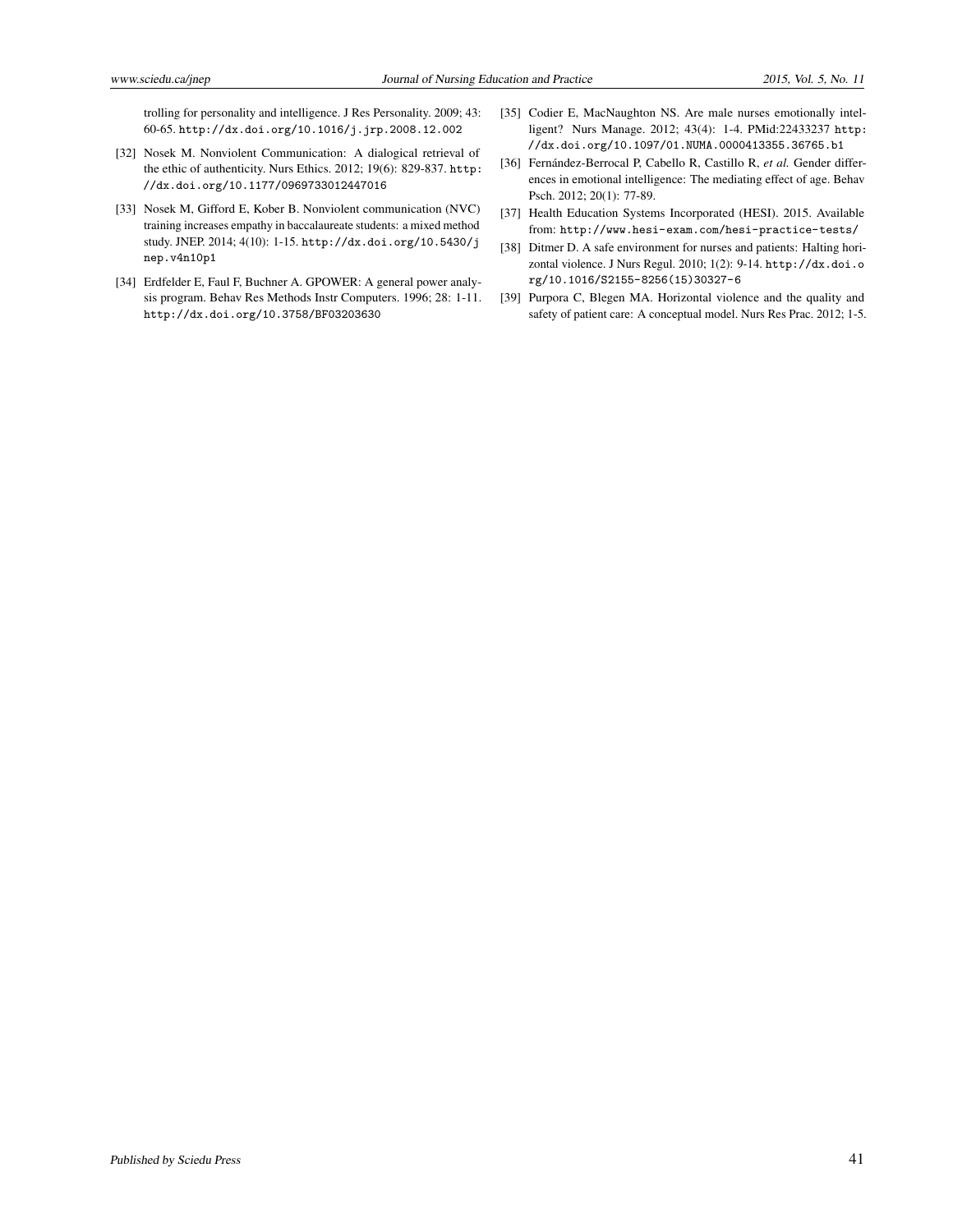trolling for personality and intelligence. J Res Personality. 2009; 43: 60-65. http://dx.doi.org/10.1016/j.jrp.2008.12.002

[32] Nosek M. Nonviolent Communication: A dialogical retrieval of the ethic of authenticity. Nurs Ethics. 2012; 19(6): 829-837. http://dx.doi.org/10.1177/0969733012447016

[33] Nosek M, Gifford E, Kober B. Nonviolent communication (NVC) training increases empathy in baccalaureate students: a mixed method study. JNEP. 2014; 4(10): 1-15. http://dx.doi.org/10.5430/jnep.v4n10p1

[34] Erdfelder E, Faul F, Buchner A. GPOWER: A general power analysis program. Behav Res Methods Instr Computers. 1996; 28: 1-11. http://dx.doi.org/10.3758/BF03203630

[35] Codier E, MacNaughton NS. Are male nurses emotionally intelligent? Nurs Manage. 2012; 43(4): 1-4. PMid:22433237 http://dx.doi.org/10.1097/01.NUMA.0000413355.36765.b1

[36] Fernández-Berrocal P, Cabello R, Castillo R, *et al.* Gender differences in emotional intelligence: The mediating effect of age. Behav Psch. 2012; 20(1): 77-89.

[37] Health Education Systems Incorporated (HESI). 2015. Available from: http://www.hesi-exam.com/hesi-practice-tests/

[38] Ditmer D. A safe environment for nurses and patients: Halting horizontal violence. J Nurs Regul. 2010; 1(2): 9-14. http://dx.doi.org/10.1016/S2155-8256(15)30327-6

[39] Purpora C, Blegen MA. Horizontal violence and the quality and safety of patient care: A conceptual model. Nurs Res Prac. 2012; 1-5.